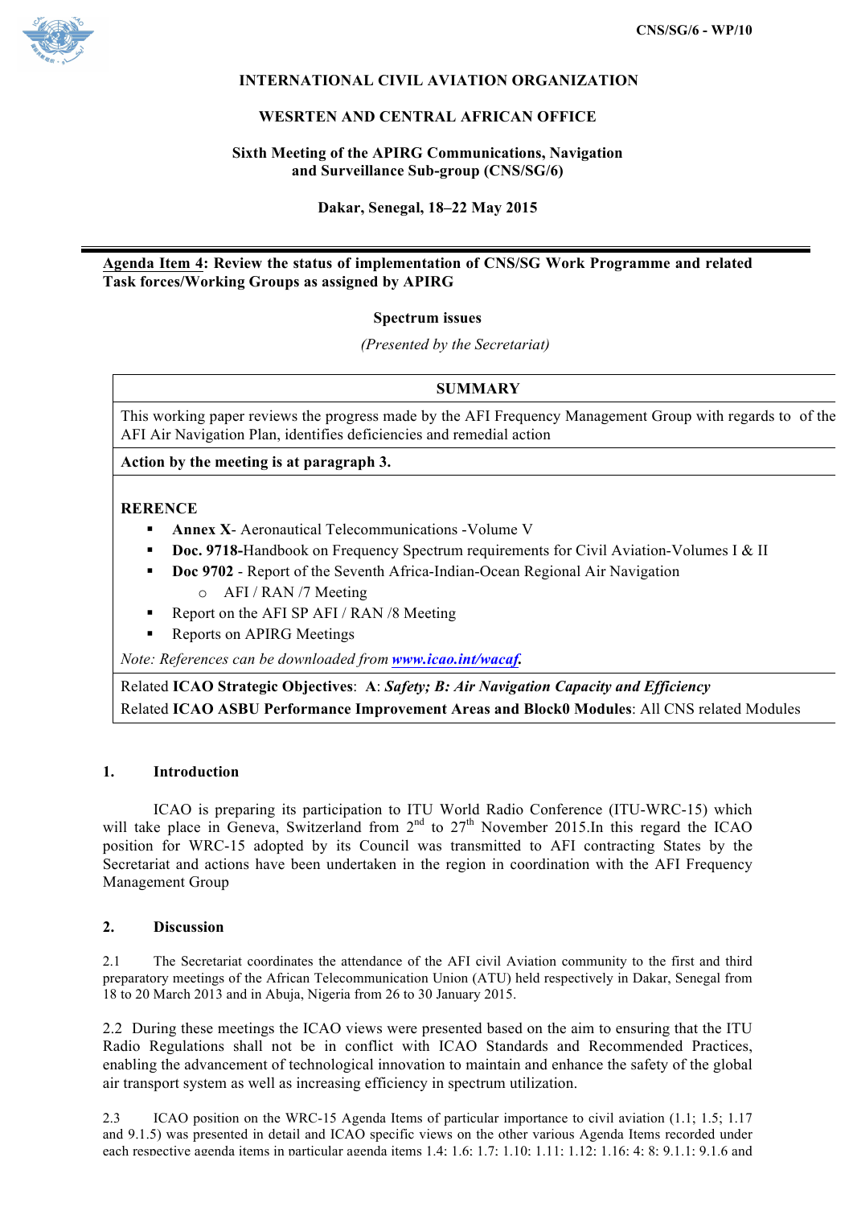CNS/SG/6 - WP/10

**INTERNATIONAL CIVIL AVIATION ORGANIZATION**

**WESRTEN AND CENTRAL AFRICAN OFFICE**

**Sixth Meeting of the APIRG Communications, Navigation and Surveillance Sub-group (CNS/SG/6)**

**Dakar, Senegal, 18–22 May 2015**

---

**Agenda Item 4: Review the status of implementation of CNS/SG Work Programme and related Task forces/Working Groups as assigned by APIRG**

**Spectrum issues**

*(Presented by the Secretariat)*

| **SUMMARY** |
|---|
| This working paper reviews the progress made by the AFI Frequency Management Group with regards to of the AFI Air Navigation Plan, identifies deficiencies and remedial action |
| **Action by the meeting is at paragraph 3.** |
| **RERENCE**<br>▪ **Annex X**- Aeronautical Telecommunications -Volume V<br>▪ **Doc. 9718**-Handbook on Frequency Spectrum requirements for Civil Aviation-Volumes I & II<br>▪ **Doc 9702** - Report of the Seventh Africa-Indian-Ocean Regional Air Navigation<br>&nbsp;&nbsp;&nbsp;&nbsp;o AFI / RAN /7 Meeting<br>▪ Report on the AFI SP AFI / RAN /8 Meeting<br>▪ Reports on APIRG Meetings<br>*Note: References can be downloaded from* ***www.icao.int/wacaf.*** |
| Related **ICAO Strategic Objectives**: **A**: ***Safety; B: Air Navigation Capacity and Efficiency***<br>Related **ICAO ASBU Performance Improvement Areas and Block0 Modules**: All CNS related Modules |

## 1. Introduction

ICAO is preparing its participation to ITU World Radio Conference (ITU-WRC-15) which will take place in Geneva, Switzerland from 2nd to 27th November 2015.In this regard the ICAO position for WRC-15 adopted by its Council was transmitted to AFI contracting States by the Secretariat and actions have been undertaken in the region in coordination with the AFI Frequency Management Group

## 2. Discussion

2.1 The Secretariat coordinates the attendance of the AFI civil Aviation community to the first and third preparatory meetings of the African Telecommunication Union (ATU) held respectively in Dakar, Senegal from 18 to 20 March 2013 and in Abuja, Nigeria from 26 to 30 January 2015.

2.2 During these meetings the ICAO views were presented based on the aim to ensuring that the ITU Radio Regulations shall not be in conflict with ICAO Standards and Recommended Practices, enabling the advancement of technological innovation to maintain and enhance the safety of the global air transport system as well as increasing efficiency in spectrum utilization.

2.3 ICAO position on the WRC-15 Agenda Items of particular importance to civil aviation (1.1; 1.5; 1.17 and 9.1.5) was presented in detail and ICAO specific views on the other various Agenda Items recorded under each respective agenda items in particular agenda items 1.4; 1.6; 1.7; 1.10; 1.11; 1.12; 1.16; 4; 8; 9.1.1; 9.1.6 and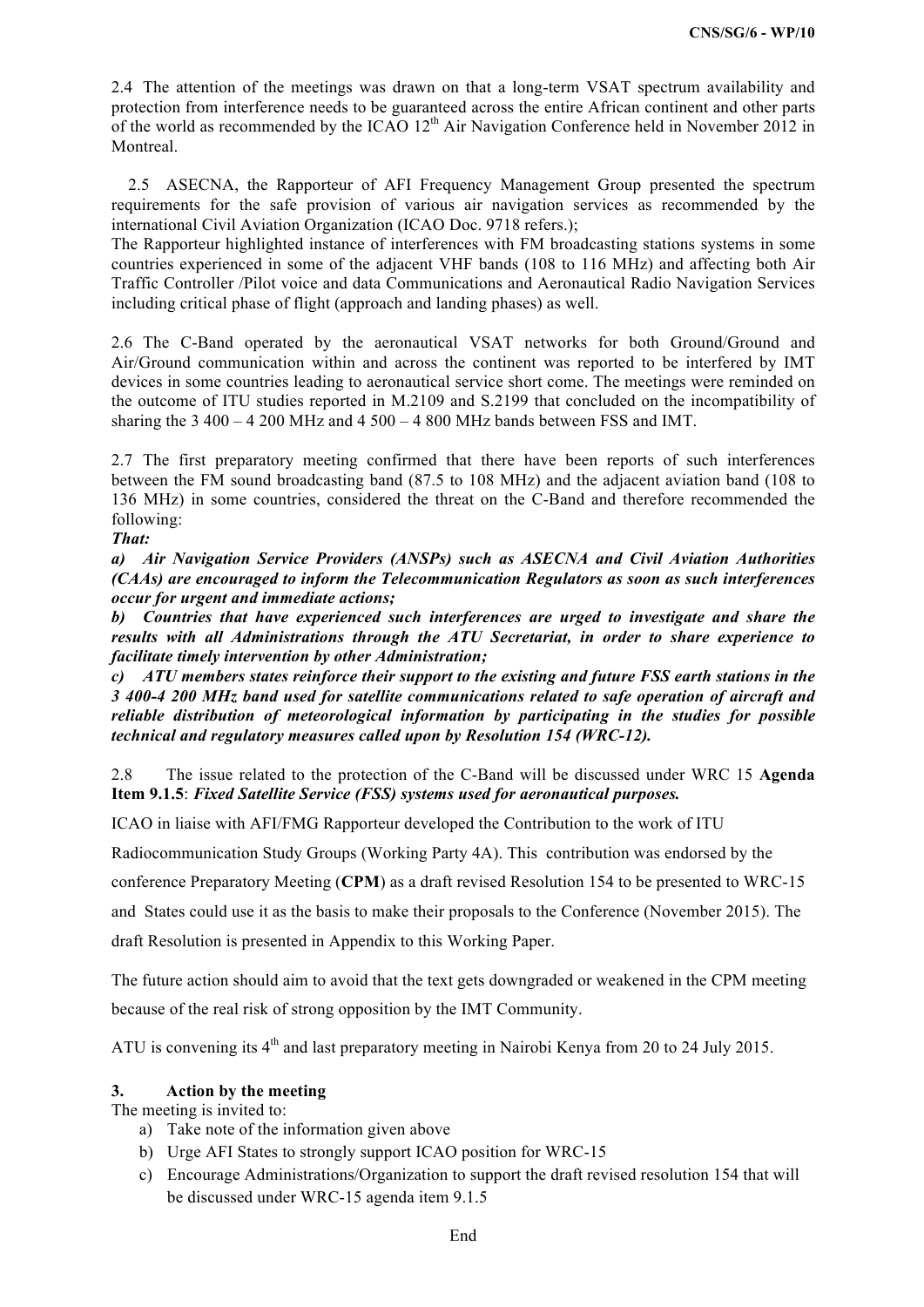2.4 The attention of the meetings was drawn on that a long-term VSAT spectrum availability and protection from interference needs to be guaranteed across the entire African continent and other parts of the world as recommended by the ICAO 12th Air Navigation Conference held in November 2012 in Montreal.

2.5 ASECNA, the Rapporteur of AFI Frequency Management Group presented the spectrum requirements for the safe provision of various air navigation services as recommended by the international Civil Aviation Organization (ICAO Doc. 9718 refers.);
The Rapporteur highlighted instance of interferences with FM broadcasting stations systems in some countries experienced in some of the adjacent VHF bands (108 to 116 MHz) and affecting both Air Traffic Controller /Pilot voice and data Communications and Aeronautical Radio Navigation Services including critical phase of flight (approach and landing phases) as well.

2.6 The C-Band operated by the aeronautical VSAT networks for both Ground/Ground and Air/Ground communication within and across the continent was reported to be interfered by IMT devices in some countries leading to aeronautical service short come. The meetings were reminded on the outcome of ITU studies reported in M.2109 and S.2199 that concluded on the incompatibility of sharing the 3 400 – 4 200 MHz and 4 500 – 4 800 MHz bands between FSS and IMT.

2.7 The first preparatory meeting confirmed that there have been reports of such interferences between the FM sound broadcasting band (87.5 to 108 MHz) and the adjacent aviation band (108 to 136 MHz) in some countries, considered the threat on the C-Band and therefore recommended the following:

***That:***

***a) Air Navigation Service Providers (ANSPs) such as ASECNA and Civil Aviation Authorities (CAAs) are encouraged to inform the Telecommunication Regulators as soon as such interferences occur for urgent and immediate actions;***

***b) Countries that have experienced such interferences are urged to investigate and share the results with all Administrations through the ATU Secretariat, in order to share experience to facilitate timely intervention by other Administration;***

***c) ATU members states reinforce their support to the existing and future FSS earth stations in the 3 400-4 200 MHz band used for satellite communications related to safe operation of aircraft and reliable distribution of meteorological information by participating in the studies for possible technical and regulatory measures called upon by Resolution 154 (WRC-12).***

2.8 The issue related to the protection of the C-Band will be discussed under WRC 15 **Agenda Item 9.1.5**: ***Fixed Satellite Service (FSS) systems used for aeronautical purposes.***

ICAO in liaise with AFI/FMG Rapporteur developed the Contribution to the work of ITU Radiocommunication Study Groups (Working Party 4A). This contribution was endorsed by the conference Preparatory Meeting (**CPM**) as a draft revised Resolution 154 to be presented to WRC-15 and States could use it as the basis to make their proposals to the Conference (November 2015). The draft Resolution is presented in Appendix to this Working Paper.

The future action should aim to avoid that the text gets downgraded or weakened in the CPM meeting because of the real risk of strong opposition by the IMT Community.

ATU is convening its 4th and last preparatory meeting in Nairobi Kenya from 20 to 24 July 2015.

## 3. Action by the meeting

The meeting is invited to:

a) Take note of the information given above
b) Urge AFI States to strongly support ICAO position for WRC-15
c) Encourage Administrations/Organization to support the draft revised resolution 154 that will be discussed under WRC-15 agenda item 9.1.5

End